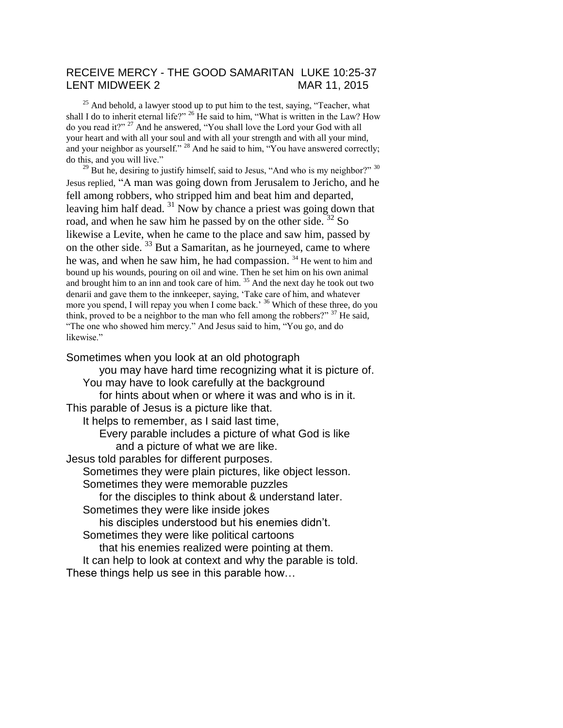RECEIVE MERCY - THE GOOD SAMARITAN LUKE 10:25-37
LENT MIDWEEK 2 MAR 11, 2015

[25] And behold, a lawyer stood up to put him to the test, saying, "Teacher, what shall I do to inherit eternal life?" [26] He said to him, "What is written in the Law? How do you read it?" [27] And he answered, "You shall love the Lord your God with all your heart and with all your soul and with all your strength and with all your mind, and your neighbor as yourself." [28] And he said to him, "You have answered correctly; do this, and you will live."

[29] But he, desiring to justify himself, said to Jesus, "And who is my neighbor?" [30] Jesus replied, "A man was going down from Jerusalem to Jericho, and he fell among robbers, who stripped him and beat him and departed, leaving him half dead. [31] Now by chance a priest was going down that road, and when he saw him he passed by on the other side. [32] So likewise a Levite, when he came to the place and saw him, passed by on the other side. [33] But a Samaritan, as he journeyed, came to where he was, and when he saw him, he had compassion. [34] He went to him and bound up his wounds, pouring on oil and wine. Then he set him on his own animal and brought him to an inn and took care of him. [35] And the next day he took out two denarii and gave them to the innkeeper, saying, 'Take care of him, and whatever more you spend, I will repay you when I come back.' [36] Which of these three, do you think, proved to be a neighbor to the man who fell among the robbers?" [37] He said, "The one who showed him mercy." And Jesus said to him, "You go, and do likewise."

Sometimes when you look at an old photograph
you may have hard time recognizing what it is picture of.
You may have to look carefully at the background
for hints about when or where it was and who is in it.
This parable of Jesus is a picture like that.
It helps to remember, as I said last time,
Every parable includes a picture of what God is like
and a picture of what we are like.
Jesus told parables for different purposes.
Sometimes they were plain pictures, like object lesson.
Sometimes they were memorable puzzles
for the disciples to think about & understand later.
Sometimes they were like inside jokes
his disciples understood but his enemies didn't.
Sometimes they were like political cartoons
that his enemies realized were pointing at them.
It can help to look at context and why the parable is told.
These things help us see in this parable how…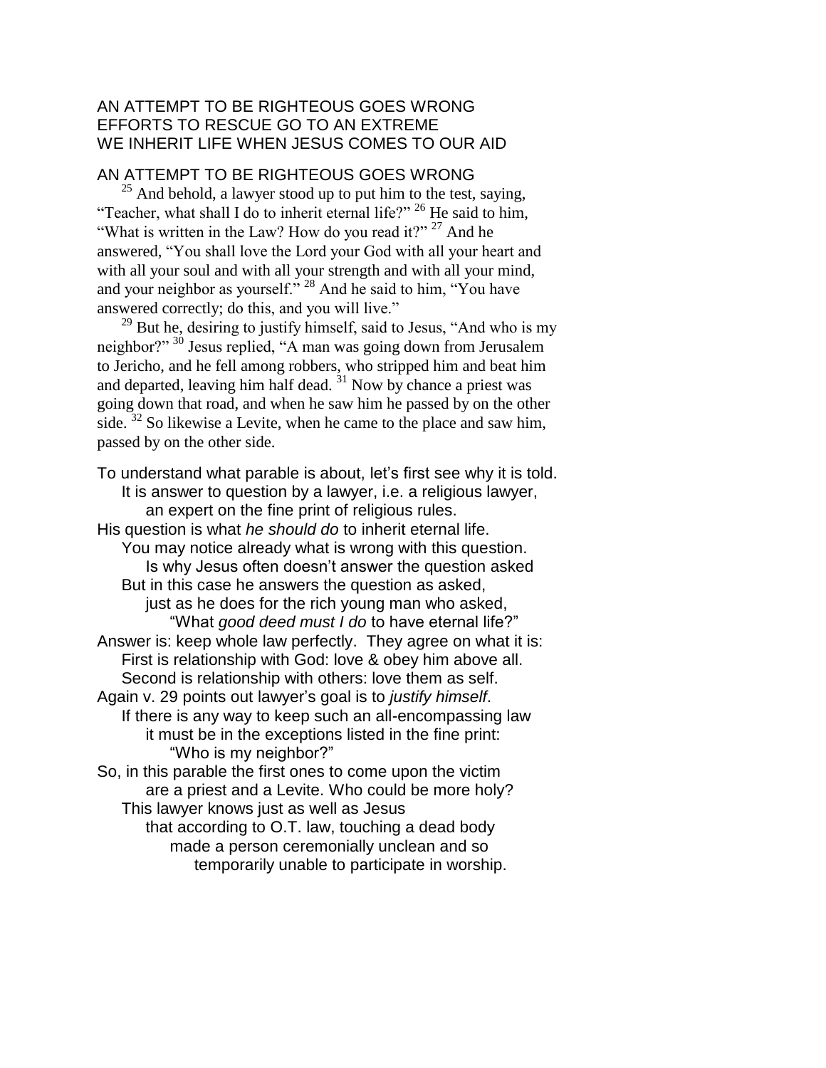AN ATTEMPT TO BE RIGHTEOUS GOES WRONG
EFFORTS TO RESCUE GO TO AN EXTREME
WE INHERIT LIFE WHEN JESUS COMES TO OUR AID

## AN ATTEMPT TO BE RIGHTEOUS GOES WRONG

[25] And behold, a lawyer stood up to put him to the test, saying, "Teacher, what shall I do to inherit eternal life?" [26] He said to him, "What is written in the Law? How do you read it?" [27] And he answered, "You shall love the Lord your God with all your heart and with all your soul and with all your strength and with all your mind, and your neighbor as yourself." [28] And he said to him, "You have answered correctly; do this, and you will live."

[29] But he, desiring to justify himself, said to Jesus, "And who is my neighbor?" [30] Jesus replied, "A man was going down from Jerusalem to Jericho, and he fell among robbers, who stripped him and beat him and departed, leaving him half dead. [31] Now by chance a priest was going down that road, and when he saw him he passed by on the other side. [32] So likewise a Levite, when he came to the place and saw him, passed by on the other side.

To understand what parable is about, let's first see why it is told.
    It is answer to question by a lawyer, i.e. a religious lawyer,
        an expert on the fine print of religious rules.
His question is what *he should do* to inherit eternal life.
    You may notice already what is wrong with this question.
        Is why Jesus often doesn't answer the question asked
    But in this case he answers the question as asked,
        just as he does for the rich young man who asked,
            "What *good deed must I do* to have eternal life?"
Answer is: keep whole law perfectly. They agree on what it is:
    First is relationship with God: love & obey him above all.
    Second is relationship with others: love them as self.
Again v. 29 points out lawyer's goal is to *justify himself*.
    If there is any way to keep such an all-encompassing law
        it must be in the exceptions listed in the fine print:
            "Who is my neighbor?"
So, in this parable the first ones to come upon the victim
        are a priest and a Levite. Who could be more holy?
    This lawyer knows just as well as Jesus
        that according to O.T. law, touching a dead body
            made a person ceremonially unclean and so
                temporarily unable to participate in worship.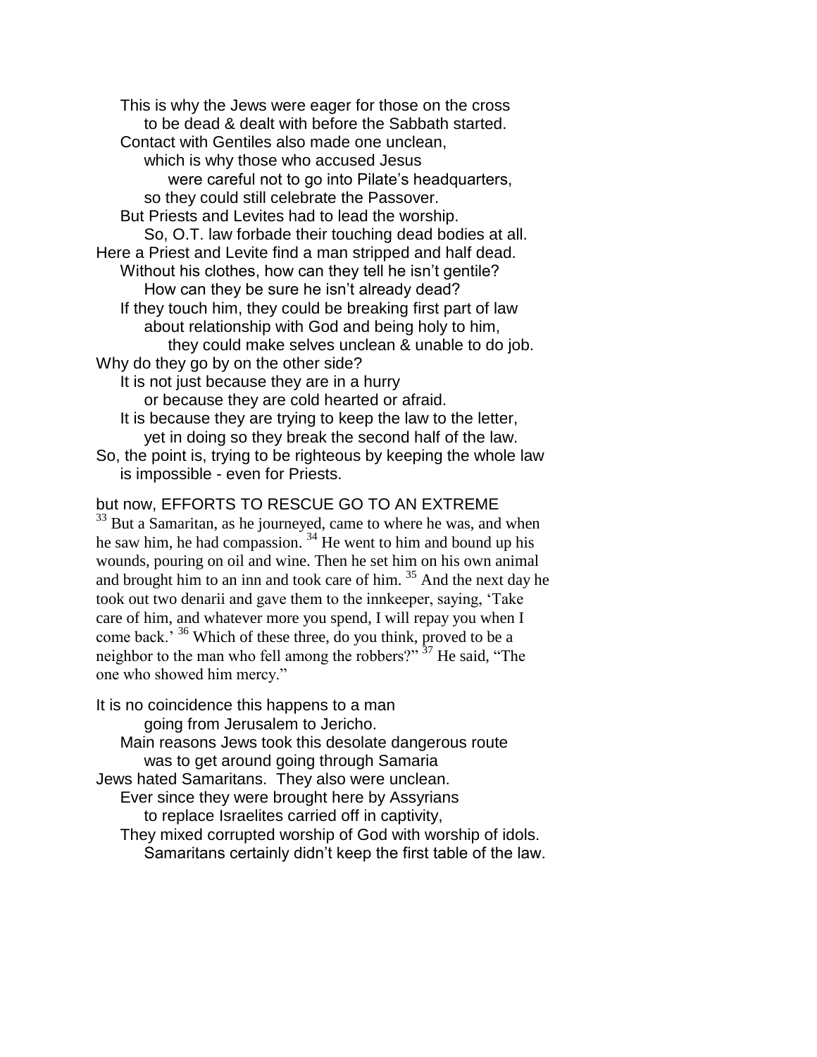This is why the Jews were eager for those on the cross
to be dead & dealt with before the Sabbath started.
Contact with Gentiles also made one unclean,
which is why those who accused Jesus
were careful not to go into Pilate's headquarters,
so they could still celebrate the Passover.
But Priests and Levites had to lead the worship.
So, O.T. law forbade their touching dead bodies at all.
Here a Priest and Levite find a man stripped and half dead.
Without his clothes, how can they tell he isn't gentile?
How can they be sure he isn't already dead?
If they touch him, they could be breaking first part of law
about relationship with God and being holy to him,
they could make selves unclean & unable to do job.
Why do they go by on the other side?
It is not just because they are in a hurry
or because they are cold hearted or afraid.
It is because they are trying to keep the law to the letter,
yet in doing so they break the second half of the law.
So, the point is, trying to be righteous by keeping the whole law
is impossible - even for Priests.

but now, EFFORTS TO RESCUE GO TO AN EXTREME

[33] But a Samaritan, as he journeyed, came to where he was, and when he saw him, he had compassion. [34] He went to him and bound up his wounds, pouring on oil and wine. Then he set him on his own animal and brought him to an inn and took care of him. [35] And the next day he took out two denarii and gave them to the innkeeper, saying, 'Take care of him, and whatever more you spend, I will repay you when I come back.' [36] Which of these three, do you think, proved to be a neighbor to the man who fell among the robbers?" [37] He said, "The one who showed him mercy."

It is no coincidence this happens to a man
going from Jerusalem to Jericho.
Main reasons Jews took this desolate dangerous route
was to get around going through Samaria
Jews hated Samaritans. They also were unclean.
Ever since they were brought here by Assyrians
to replace Israelites carried off in captivity,
They mixed corrupted worship of God with worship of idols.
Samaritans certainly didn't keep the first table of the law.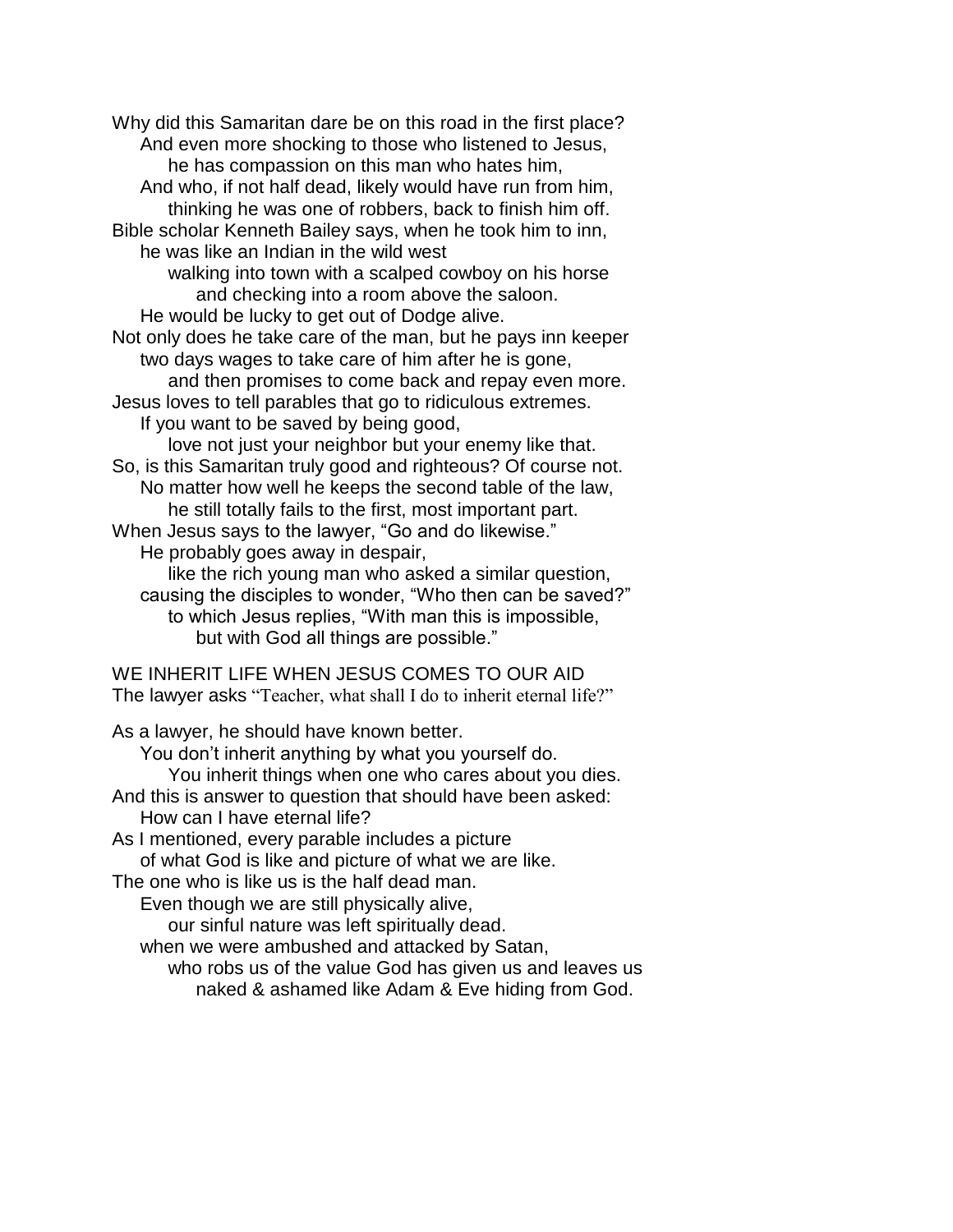Why did this Samaritan dare be on this road in the first place?
And even more shocking to those who listened to Jesus,
he has compassion on this man who hates him,
And who, if not half dead, likely would have run from him,
thinking he was one of robbers, back to finish him off.
Bible scholar Kenneth Bailey says, when he took him to inn,
he was like an Indian in the wild west
walking into town with a scalped cowboy on his horse
and checking into a room above the saloon.
He would be lucky to get out of Dodge alive.
Not only does he take care of the man, but he pays inn keeper
two days wages to take care of him after he is gone,
and then promises to come back and repay even more.
Jesus loves to tell parables that go to ridiculous extremes.
If you want to be saved by being good,
love not just your neighbor but your enemy like that.
So, is this Samaritan truly good and righteous? Of course not.
No matter how well he keeps the second table of the law,
he still totally fails to the first, most important part.
When Jesus says to the lawyer, "Go and do likewise."
He probably goes away in despair,
like the rich young man who asked a similar question,
causing the disciples to wonder, "Who then can be saved?"
to which Jesus replies, "With man this is impossible,
but with God all things are possible."

WE INHERIT LIFE WHEN JESUS COMES TO OUR AID
The lawyer asks "Teacher, what shall I do to inherit eternal life?"

As a lawyer, he should have known better.
You don't inherit anything by what you yourself do.
You inherit things when one who cares about you dies.
And this is answer to question that should have been asked:
How can I have eternal life?
As I mentioned, every parable includes a picture
of what God is like and picture of what we are like.
The one who is like us is the half dead man.
Even though we are still physically alive,
our sinful nature was left spiritually dead.
when we were ambushed and attacked by Satan,
who robs us of the value God has given us and leaves us
naked & ashamed like Adam & Eve hiding from God.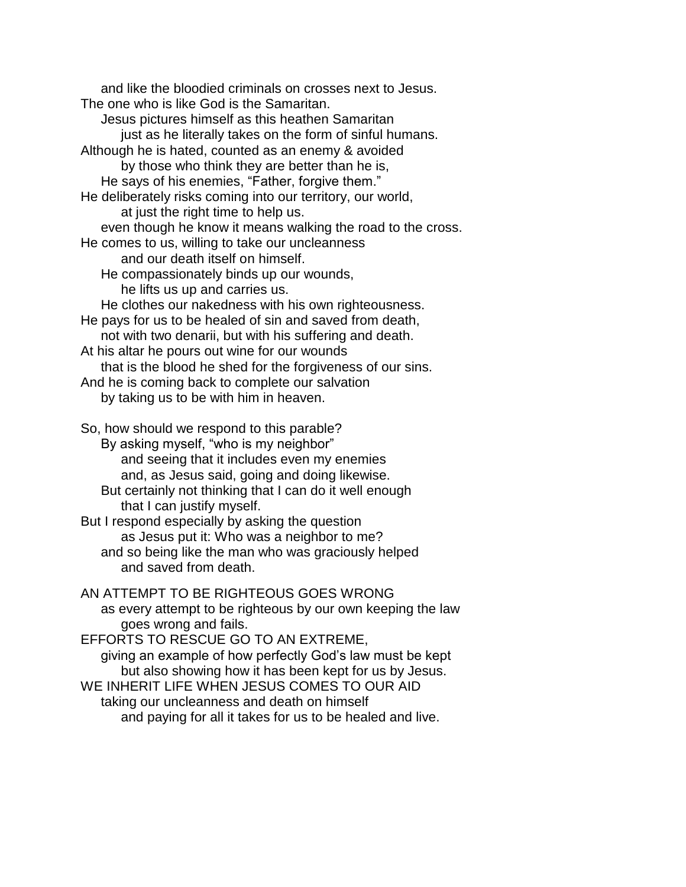and like the bloodied criminals on crosses next to Jesus.
The one who is like God is the Samaritan.
Jesus pictures himself as this heathen Samaritan
just as he literally takes on the form of sinful humans.
Although he is hated, counted as an enemy & avoided
by those who think they are better than he is,
He says of his enemies, "Father, forgive them."
He deliberately risks coming into our territory, our world,
at just the right time to help us.
even though he know it means walking the road to the cross.
He comes to us, willing to take our uncleanness
and our death itself on himself.
He compassionately binds up our wounds,
he lifts us up and carries us.
He clothes our nakedness with his own righteousness.
He pays for us to be healed of sin and saved from death,
not with two denarii, but with his suffering and death.
At his altar he pours out wine for our wounds
that is the blood he shed for the forgiveness of our sins.
And he is coming back to complete our salvation
by taking us to be with him in heaven.

So, how should we respond to this parable?
By asking myself, "who is my neighbor"
and seeing that it includes even my enemies
and, as Jesus said, going and doing likewise.
But certainly not thinking that I can do it well enough
that I can justify myself.
But I respond especially by asking the question
as Jesus put it: Who was a neighbor to me?
and so being like the man who was graciously helped
and saved from death.

AN ATTEMPT TO BE RIGHTEOUS GOES WRONG
as every attempt to be righteous by our own keeping the law
goes wrong and fails.
EFFORTS TO RESCUE GO TO AN EXTREME,
giving an example of how perfectly God's law must be kept
but also showing how it has been kept for us by Jesus.
WE INHERIT LIFE WHEN JESUS COMES TO OUR AID
taking our uncleanness and death on himself
and paying for all it takes for us to be healed and live.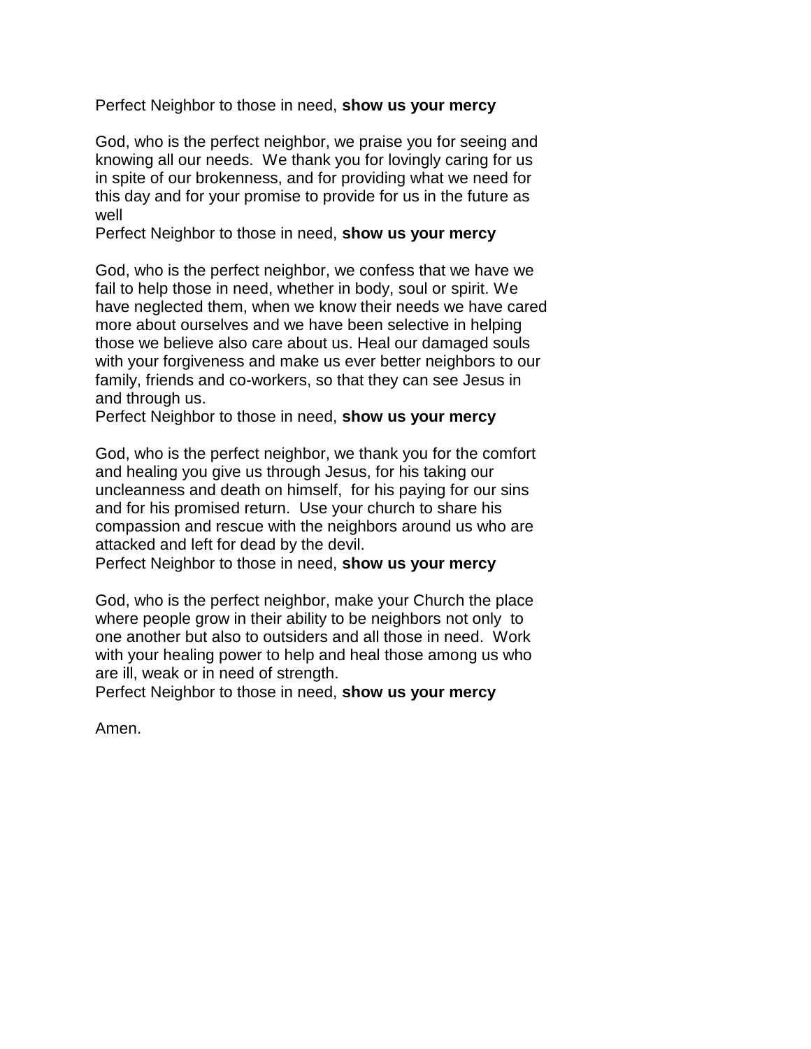Perfect Neighbor to those in need, **show us your mercy**

God, who is the perfect neighbor, we praise you for seeing and knowing all our needs. We thank you for lovingly caring for us in spite of our brokenness, and for providing what we need for this day and for your promise to provide for us in the future as well

Perfect Neighbor to those in need, **show us your mercy**

God, who is the perfect neighbor, we confess that we have we fail to help those in need, whether in body, soul or spirit. We have neglected them, when we know their needs we have cared more about ourselves and we have been selective in helping those we believe also care about us. Heal our damaged souls with your forgiveness and make us ever better neighbors to our family, friends and co-workers, so that they can see Jesus in and through us.

Perfect Neighbor to those in need, **show us your mercy**

God, who is the perfect neighbor, we thank you for the comfort and healing you give us through Jesus, for his taking our uncleanness and death on himself, for his paying for our sins and for his promised return. Use your church to share his compassion and rescue with the neighbors around us who are attacked and left for dead by the devil.

Perfect Neighbor to those in need, **show us your mercy**

God, who is the perfect neighbor, make your Church the place where people grow in their ability to be neighbors not only to one another but also to outsiders and all those in need. Work with your healing power to help and heal those among us who are ill, weak or in need of strength.

Perfect Neighbor to those in need, **show us your mercy**

Amen.